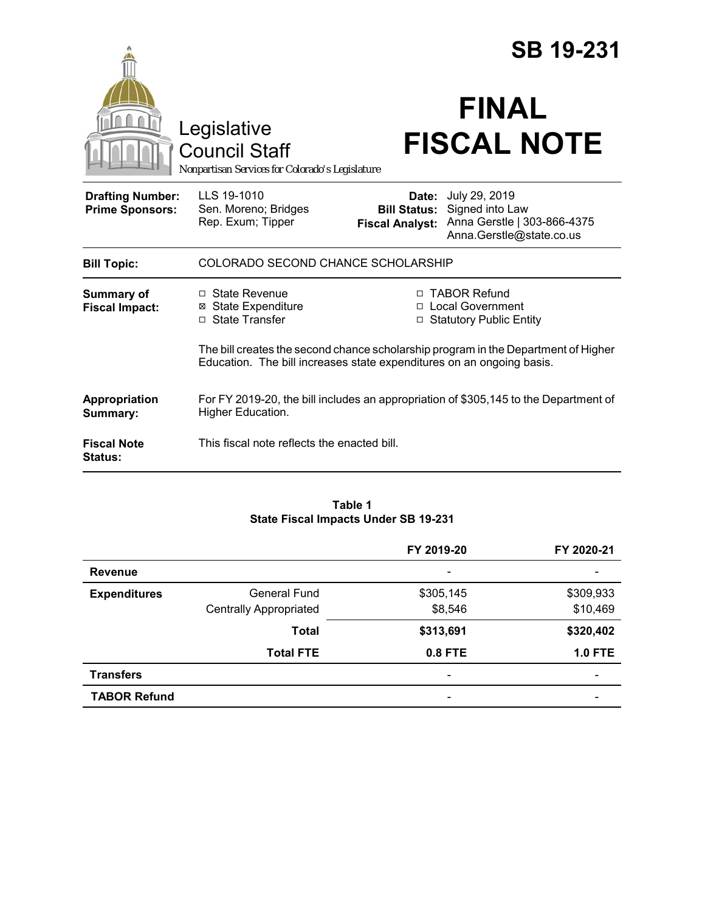# SB 19-231

Legislative Council Staff

*Nonpartisan Services for Colorado's Legislature*

# FINAL FISCAL NOTE

| | | | |
|---|---|---|---|
| **Drafting Number:** | LLS 19-1010 | **Date:** | July 29, 2019 |
| **Prime Sponsors:** | Sen. Moreno; Bridges<br>Rep. Exum; Tipper | **Bill Status:** | Signed into Law |
| | | **Fiscal Analyst:** | Anna Gerstle \| 303-866-4375<br>Anna.Gerstle@state.co.us |

**Bill Topic:** COLORADO SECOND CHANCE SCHOLARSHIP

**Summary of Fiscal Impact:**

- ☐ State Revenue
- ☒ State Expenditure
- ☐ State Transfer
- ☐ TABOR Refund
- ☐ Local Government
- ☐ Statutory Public Entity

The bill creates the second chance scholarship program in the Department of Higher Education. The bill increases state expenditures on an ongoing basis.

**Appropriation Summary:** For FY 2019-20, the bill includes an appropriation of $305,145 to the Department of Higher Education.

**Fiscal Note Status:** This fiscal note reflects the enacted bill.

**Table 1**
**State Fiscal Impacts Under SB 19-231**

| | | FY 2019-20 | FY 2020-21 |
|---|---|---|---|
| **Revenue** | | - | - |
| **Expenditures** | General Fund | $305,145 | $309,933 |
| | Centrally Appropriated | $8,546 | $10,469 |
| | **Total** | **$313,691** | **$320,402** |
| | **Total FTE** | **0.8 FTE** | **1.0 FTE** |
| **Transfers** | | - | - |
| **TABOR Refund** | | - | - |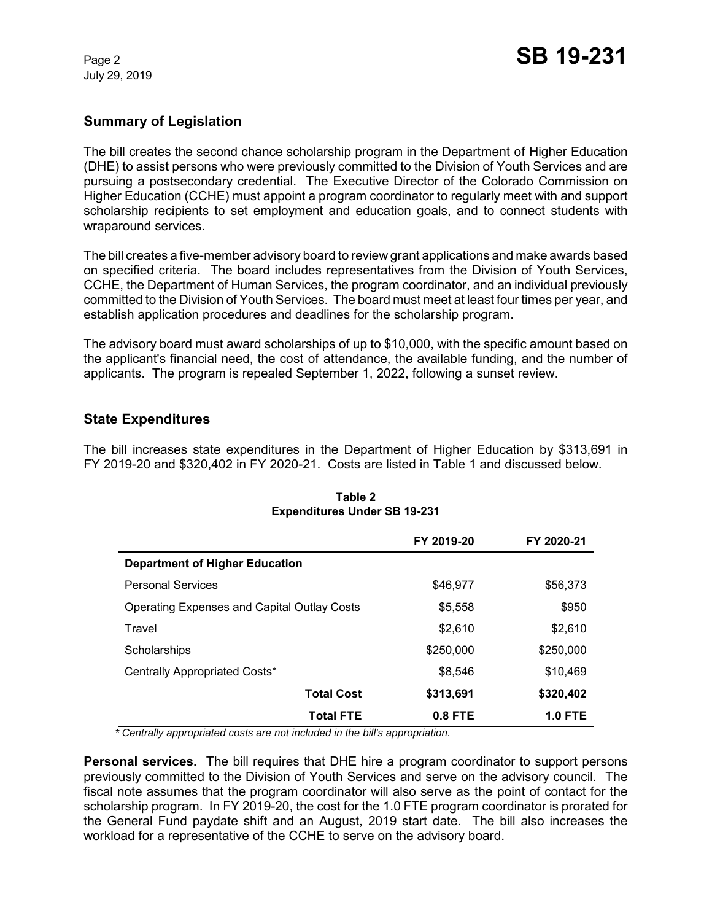## Summary of Legislation

The bill creates the second chance scholarship program in the Department of Higher Education (DHE) to assist persons who were previously committed to the Division of Youth Services and are pursuing a postsecondary credential. The Executive Director of the Colorado Commission on Higher Education (CCHE) must appoint a program coordinator to regularly meet with and support scholarship recipients to set employment and education goals, and to connect students with wraparound services.

The bill creates a five-member advisory board to review grant applications and make awards based on specified criteria. The board includes representatives from the Division of Youth Services, CCHE, the Department of Human Services, the program coordinator, and an individual previously committed to the Division of Youth Services. The board must meet at least four times per year, and establish application procedures and deadlines for the scholarship program.

The advisory board must award scholarships of up to $10,000, with the specific amount based on the applicant's financial need, the cost of attendance, the available funding, and the number of applicants. The program is repealed September 1, 2022, following a sunset review.

## State Expenditures

The bill increases state expenditures in the Department of Higher Education by $313,691 in FY 2019-20 and $320,402 in FY 2020-21. Costs are listed in Table 1 and discussed below.

**Table 2**
**Expenditures Under SB 19-231**

| | FY 2019-20 | FY 2020-21 |
|---|---|---|
| **Department of Higher Education** | | |
| Personal Services | $46,977 | $56,373 |
| Operating Expenses and Capital Outlay Costs | $5,558 | $950 |
| Travel | $2,610 | $2,610 |
| Scholarships | $250,000 | $250,000 |
| Centrally Appropriated Costs* | $8,546 | $10,469 |
| **Total Cost** | **$313,691** | **$320,402** |
| **Total FTE** | **0.8 FTE** | **1.0 FTE** |

*\* Centrally appropriated costs are not included in the bill's appropriation.*

**Personal services.** The bill requires that DHE hire a program coordinator to support persons previously committed to the Division of Youth Services and serve on the advisory council. The fiscal note assumes that the program coordinator will also serve as the point of contact for the scholarship program. In FY 2019-20, the cost for the 1.0 FTE program coordinator is prorated for the General Fund paydate shift and an August, 2019 start date. The bill also increases the workload for a representative of the CCHE to serve on the advisory board.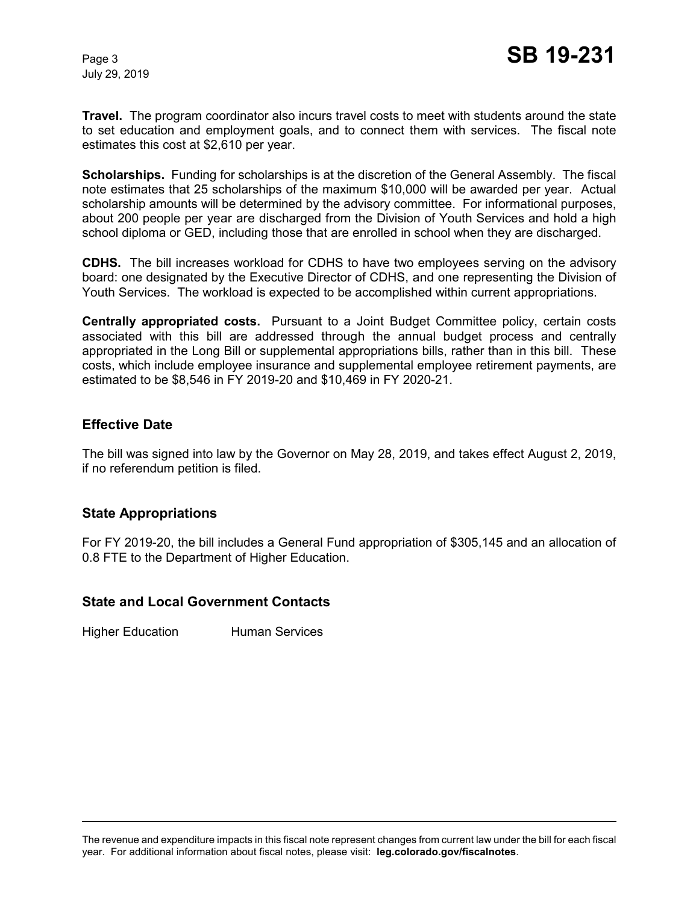**Travel.** The program coordinator also incurs travel costs to meet with students around the state to set education and employment goals, and to connect them with services. The fiscal note estimates this cost at $2,610 per year.

**Scholarships.** Funding for scholarships is at the discretion of the General Assembly. The fiscal note estimates that 25 scholarships of the maximum $10,000 will be awarded per year. Actual scholarship amounts will be determined by the advisory committee. For informational purposes, about 200 people per year are discharged from the Division of Youth Services and hold a high school diploma or GED, including those that are enrolled in school when they are discharged.

**CDHS.** The bill increases workload for CDHS to have two employees serving on the advisory board: one designated by the Executive Director of CDHS, and one representing the Division of Youth Services. The workload is expected to be accomplished within current appropriations.

**Centrally appropriated costs.** Pursuant to a Joint Budget Committee policy, certain costs associated with this bill are addressed through the annual budget process and centrally appropriated in the Long Bill or supplemental appropriations bills, rather than in this bill. These costs, which include employee insurance and supplemental employee retirement payments, are estimated to be $8,546 in FY 2019-20 and $10,469 in FY 2020-21.

## Effective Date

The bill was signed into law by the Governor on May 28, 2019, and takes effect August 2, 2019, if no referendum petition is filed.

## State Appropriations

For FY 2019-20, the bill includes a General Fund appropriation of $305,145 and an allocation of 0.8 FTE to the Department of Higher Education.

## State and Local Government Contacts

Higher Education    Human Services

The revenue and expenditure impacts in this fiscal note represent changes from current law under the bill for each fiscal year. For additional information about fiscal notes, please visit: **leg.colorado.gov/fiscalnotes**.